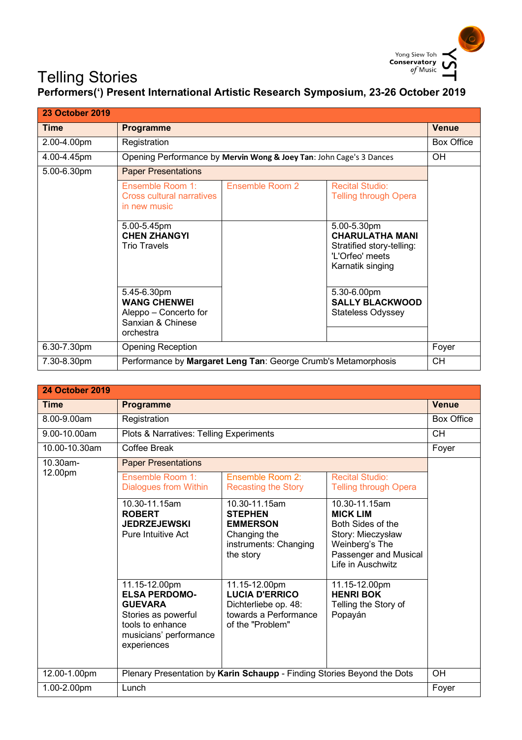Yong Siew Toh Conservatory of Music

# Telling Stories

**Performers(') Present International Artistic Research Symposium, 23-26 October 2019**

| **23 October 2019** | | | | |
|---|---|---|---|---|
| **Time** | **Programme** | | | **Venue** |
| 2.00-4.00pm | Registration | | | Box Office |
| 4.00-4.45pm | Opening Performance by **Mervin Wong & Joey Tan**: John Cage's 3 Dances | | | OH |
| 5.00-6.30pm | Paper Presentations | | | |
| | Ensemble Room 1: Cross cultural narratives in new music | Ensemble Room 2 | Recital Studio: Telling through Opera | |
| | 5.00-5.45pm **CHEN ZHANGYI** Trio Travels | | 5.00-5.30pm **CHARULATHA MANI** Stratified story-telling: 'L'Orfeo' meets Karnatik singing | |
| | 5.45-6.30pm **WANG CHENWEI** Aleppo – Concerto for Sanxian & Chinese orchestra | | 5.30-6.00pm **SALLY BLACKWOOD** Stateless Odyssey | |
| 6.30-7.30pm | Opening Reception | | | Foyer |
| 7.30-8.30pm | Performance by **Margaret Leng Tan**: George Crumb's Metamorphosis | | | CH |

| **24 October 2019** | | | | |
|---|---|---|---|---|
| **Time** | **Programme** | | | **Venue** |
| 8.00-9.00am | Registration | | | Box Office |
| 9.00-10.00am | Plots & Narratives: Telling Experiments | | | CH |
| 10.00-10.30am | Coffee Break | | | Foyer |
| 10.30am-12.00pm | Paper Presentations | | | |
| | Ensemble Room 1: Dialogues from Within | Ensemble Room 2: Recasting the Story | Recital Studio: Telling through Opera | |
| | 10.30-11.15am **ROBERT JEDRZEJEWSKI** Pure Intuitive Act | 10.30-11.15am **STEPHEN EMMERSON** Changing the instruments: Changing the story | 10.30-11.15am **MICK LIM** Both Sides of the Story: Mieczysław Weinberg's The Passenger and Musical Life in Auschwitz | |
| | 11.15-12.00pm **ELSA PERDOMO-GUEVARA** Stories as powerful tools to enhance musicians' performance experiences | 11.15-12.00pm **LUCIA D'ERRICO** Dichterliebe op. 48: towards a Performance of the "Problem" | 11.15-12.00pm **HENRI BOK** Telling the Story of Popayán | |
| 12.00-1.00pm | Plenary Presentation by **Karin Schaupp** - Finding Stories Beyond the Dots | | | OH |
| 1.00-2.00pm | Lunch | | | Foyer |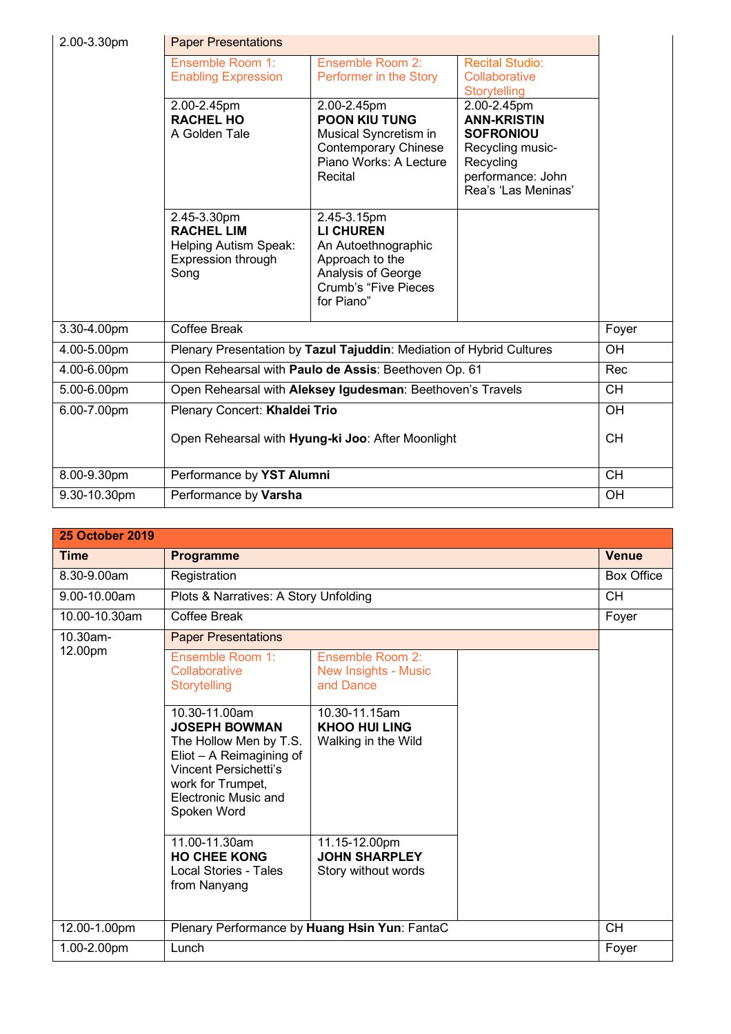| | | | | |
|---|---|---|---|---|
| 2.00-3.30pm | Paper Presentations | | | |
| | Ensemble Room 1: Enabling Expression | Ensemble Room 2: Performer in the Story | Recital Studio: Collaborative Storytelling | |
| | 2.00-2.45pm **RACHEL HO** A Golden Tale | 2.00-2.45pm **POON KIU TUNG** Musical Syncretism in Contemporary Chinese Piano Works: A Lecture Recital | 2.00-2.45pm **ANN-KRISTIN SOFRONIOU** Recycling music-Recycling performance: John Rea's 'Las Meninas' | |
| | 2.45-3.30pm **RACHEL LIM** Helping Autism Speak: Expression through Song | 2.45-3.15pm **LI CHUREN** An Autoethnographic Approach to the Analysis of George Crumb's "Five Pieces for Piano" | | |
| 3.30-4.00pm | Coffee Break | | | Foyer |
| 4.00-5.00pm | Plenary Presentation by **Tazul Tajuddin**: Mediation of Hybrid Cultures | | | OH |
| 4.00-6.00pm | Open Rehearsal with **Paulo de Assis**: Beethoven Op. 61 | | | Rec |
| 5.00-6.00pm | Open Rehearsal with **Aleksey Igudesman**: Beethoven's Travels | | | CH |
| 6.00-7.00pm | Plenary Concert: **Khaldei Trio** | | | OH |
| | Open Rehearsal with **Hyung-ki Joo**: After Moonlight | | | CH |
| 8.00-9.30pm | Performance by **YST Alumni** | | | CH |
| 9.30-10.30pm | Performance by **Varsha** | | | OH |

| **25 October 2019** | | | | |
|---|---|---|---|---|
| **Time** | **Programme** | | | **Venue** |
| 8.30-9.00am | Registration | | | Box Office |
| 9.00-10.00am | Plots & Narratives: A Story Unfolding | | | CH |
| 10.00-10.30am | Coffee Break | | | Foyer |
| 10.30am-12.00pm | Paper Presentations | | | |
| | Ensemble Room 1: Collaborative Storytelling | Ensemble Room 2: New Insights - Music and Dance | | |
| | 10.30-11.00am **JOSEPH BOWMAN** The Hollow Men by T.S. Eliot – A Reimagining of Vincent Persichetti's work for Trumpet, Electronic Music and Spoken Word | 10.30-11.15am **KHOO HUI LING** Walking in the Wild | | |
| | 11.00-11.30am **HO CHEE KONG** Local Stories - Tales from Nanyang | 11.15-12.00pm **JOHN SHARPLEY** Story without words | | |
| 12.00-1.00pm | Plenary Performance by **Huang Hsin Yun**: FantaC | | | CH |
| 1.00-2.00pm | Lunch | | | Foyer |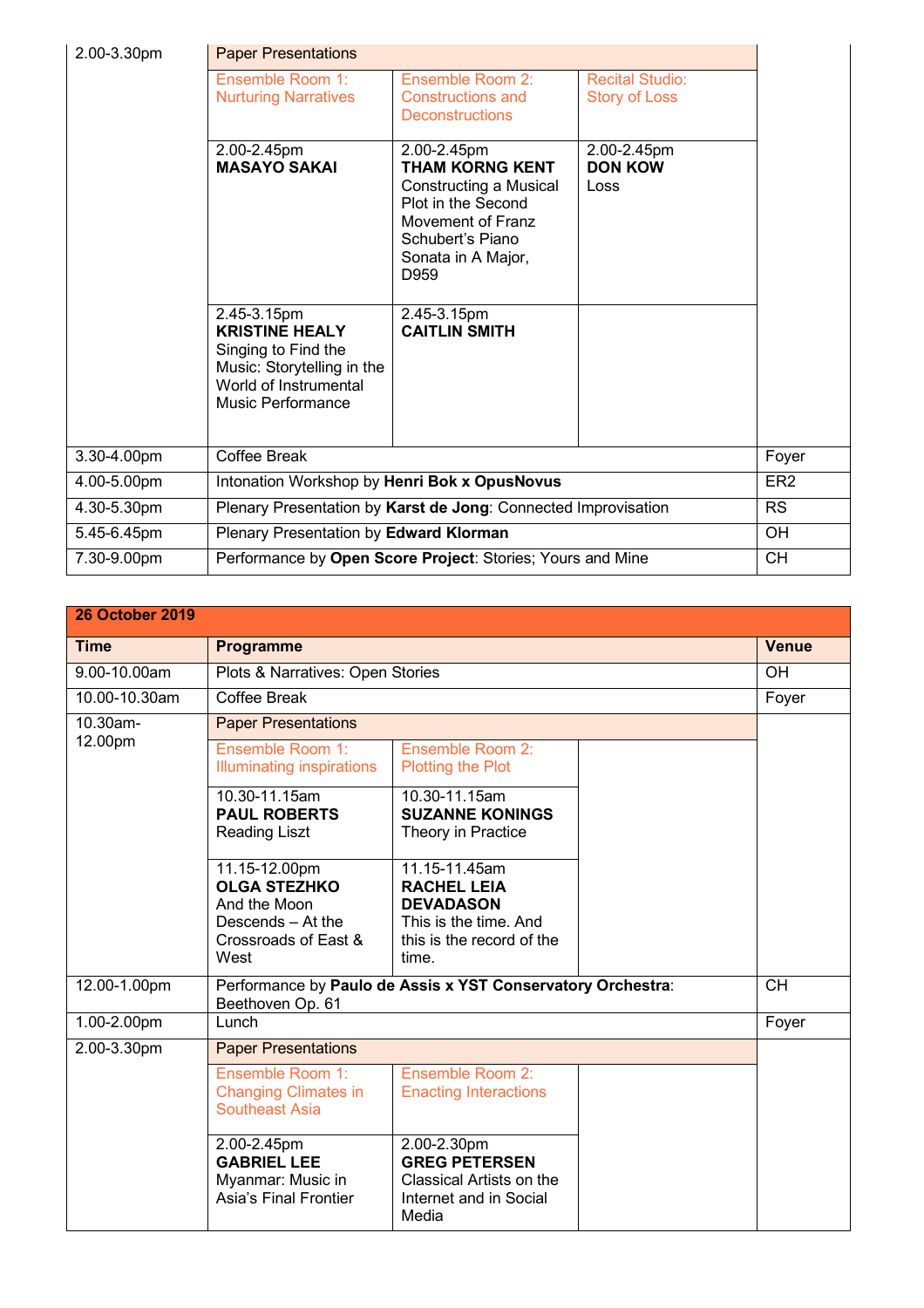| | | | | |
|---|---|---|---|---|
| 2.00-3.30pm | Paper Presentations | | | |
| | Ensemble Room 1: Nurturing Narratives | Ensemble Room 2: Constructions and Deconstructions | Recital Studio: Story of Loss | |
| | 2.00-2.45pm **MASAYO SAKAI** | 2.00-2.45pm **THAM KORNG KENT** Constructing a Musical Plot in the Second Movement of Franz Schubert's Piano Sonata in A Major, D959 | 2.00-2.45pm **DON KOW** Loss | |
| | 2.45-3.15pm **KRISTINE HEALY** Singing to Find the Music: Storytelling in the World of Instrumental Music Performance | 2.45-3.15pm **CAITLIN SMITH** | | |
| 3.30-4.00pm | Coffee Break | | | Foyer |
| 4.00-5.00pm | Intonation Workshop by **Henri Bok x OpusNovus** | | | ER2 |
| 4.30-5.30pm | Plenary Presentation by **Karst de Jong**: Connected Improvisation | | | RS |
| 5.45-6.45pm | Plenary Presentation by **Edward Klorman** | | | OH |
| 7.30-9.00pm | Performance by **Open Score Project**: Stories; Yours and Mine | | | CH |

| **26 October 2019** | | | | |
|---|---|---|---|---|
| **Time** | **Programme** | | | **Venue** |
| 9.00-10.00am | Plots & Narratives: Open Stories | | | OH |
| 10.00-10.30am | Coffee Break | | | Foyer |
| 10.30am-12.00pm | Paper Presentations | | | |
| | Ensemble Room 1: Illuminating inspirations | Ensemble Room 2: Plotting the Plot | | |
| | 10.30-11.15am **PAUL ROBERTS** Reading Liszt | 10.30-11.15am **SUZANNE KONINGS** Theory in Practice | | |
| | 11.15-12.00pm **OLGA STEZHKO** And the Moon Descends – At the Crossroads of East & West | 11.15-11.45am **RACHEL LEIA DEVADASON** This is the time. And this is the record of the time. | | |
| 12.00-1.00pm | Performance by **Paulo de Assis x YST Conservatory Orchestra**: Beethoven Op. 61 | | | CH |
| 1.00-2.00pm | Lunch | | | Foyer |
| 2.00-3.30pm | Paper Presentations | | | |
| | Ensemble Room 1: Changing Climates in Southeast Asia | Ensemble Room 2: Enacting Interactions | | |
| | 2.00-2.45pm **GABRIEL LEE** Myanmar: Music in Asia's Final Frontier | 2.00-2.30pm **GREG PETERSEN** Classical Artists on the Internet and in Social Media | | |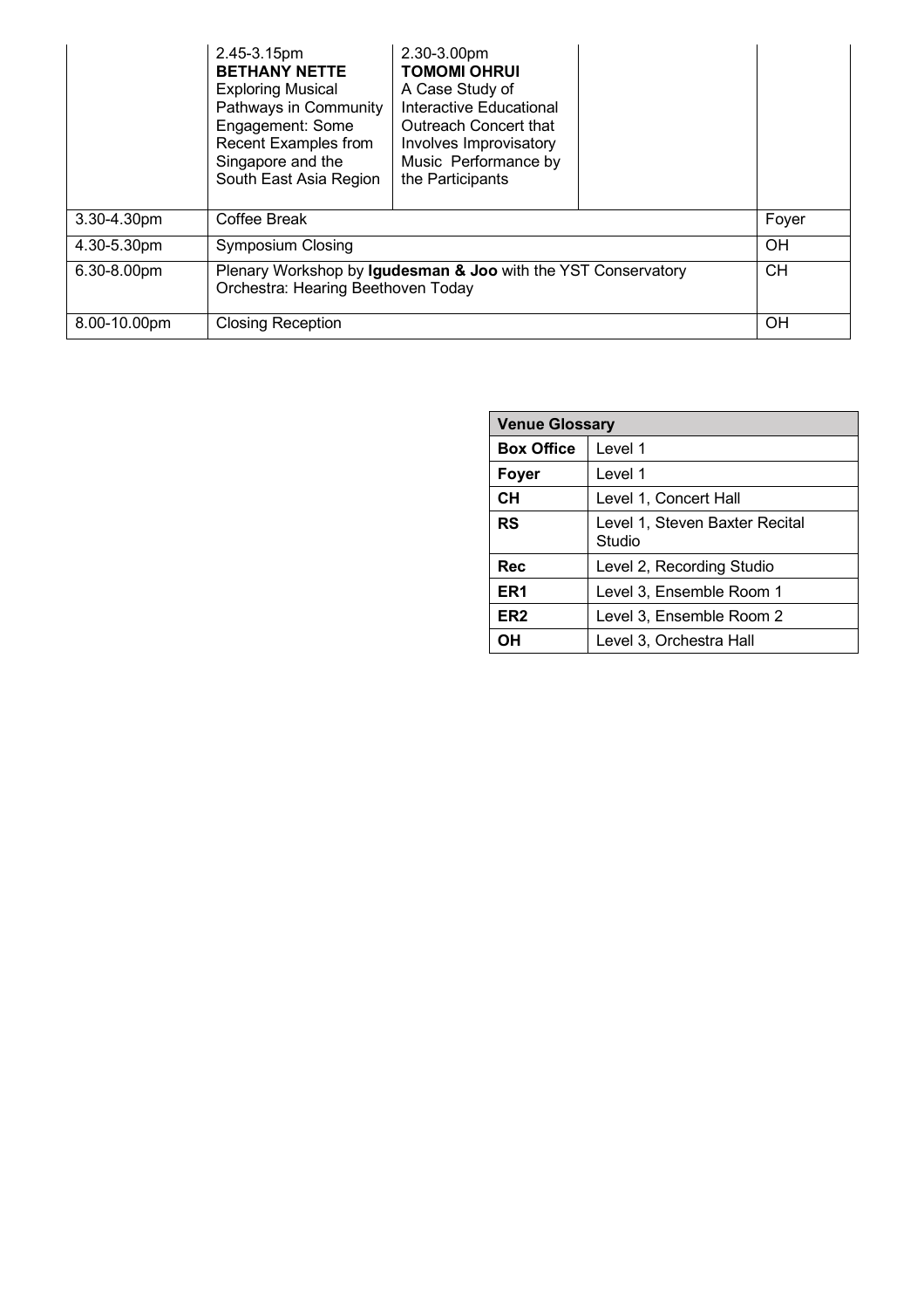| | | | | |
|---|---|---|---|---|
| | 2.45-3.15pm<br>**BETHANY NETTE**<br>Exploring Musical Pathways in Community Engagement: Some Recent Examples from Singapore and the South East Asia Region | 2.30-3.00pm<br>**TOMOMI OHRUI**<br>A Case Study of Interactive Educational Outreach Concert that Involves Improvisatory Music Performance by the Participants | | |
| 3.30-4.30pm | Coffee Break | | | Foyer |
| 4.30-5.30pm | Symposium Closing | | | OH |
| 6.30-8.00pm | Plenary Workshop by **Igudesman & Joo** with the YST Conservatory Orchestra: Hearing Beethoven Today | | | CH |
| 8.00-10.00pm | Closing Reception | | | OH |

| **Venue Glossary** | |
|---|---|
| **Box Office** | Level 1 |
| **Foyer** | Level 1 |
| **CH** | Level 1, Concert Hall |
| **RS** | Level 1, Steven Baxter Recital Studio |
| **Rec** | Level 2, Recording Studio |
| **ER1** | Level 3, Ensemble Room 1 |
| **ER2** | Level 3, Ensemble Room 2 |
| **OH** | Level 3, Orchestra Hall |